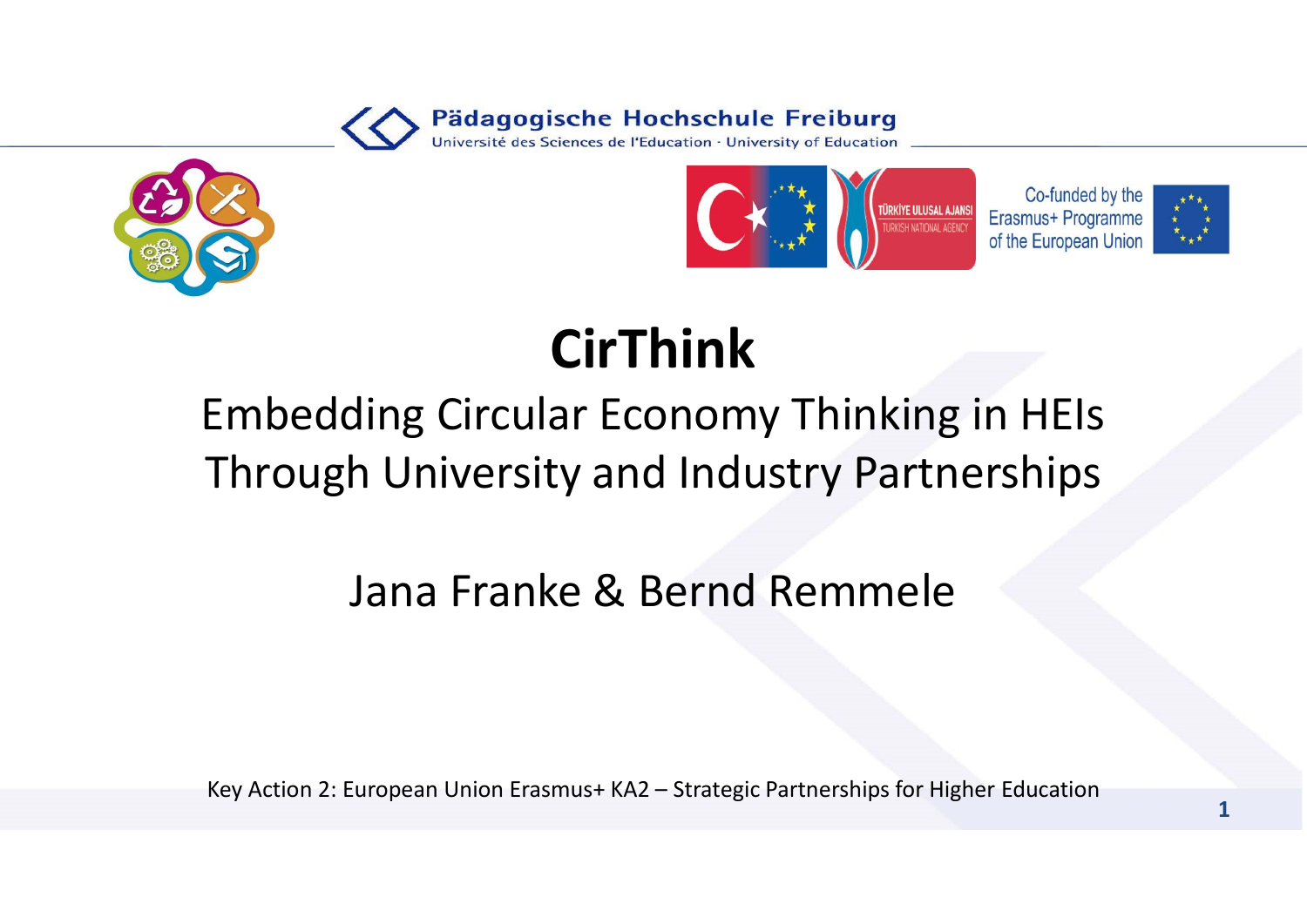Pädagogische Hochschule Freiburg
Université des Sciences de l'Education · University of Education

TÜRKİYE ULUSAL AJANSI
TURKISH NATIONAL AGENCY

Co-funded by the Erasmus+ Programme of the European Union

# CirThink

## Embedding Circular Economy Thinking in HEIs Through University and Industry Partnerships

Jana Franke & Bernd Remmele

Key Action 2: European Union Erasmus+ KA2 – Strategic Partnerships for Higher Education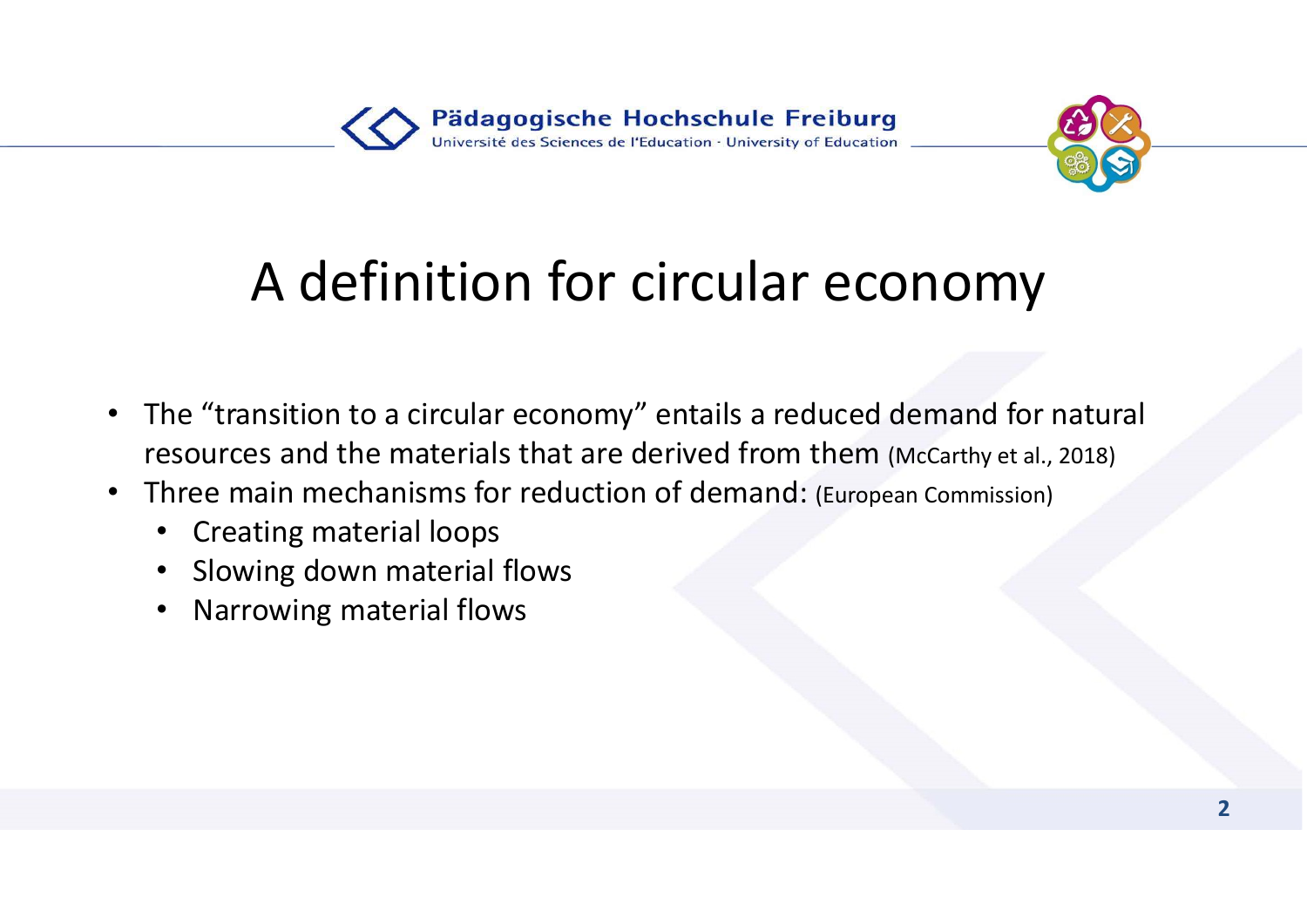# A definition for circular economy

- The "transition to a circular economy" entails a reduced demand for natural resources and the materials that are derived from them (McCarthy et al., 2018)
- Three main mechanisms for reduction of demand: (European Commission)
  - Creating material loops
  - Slowing down material flows
  - Narrowing material flows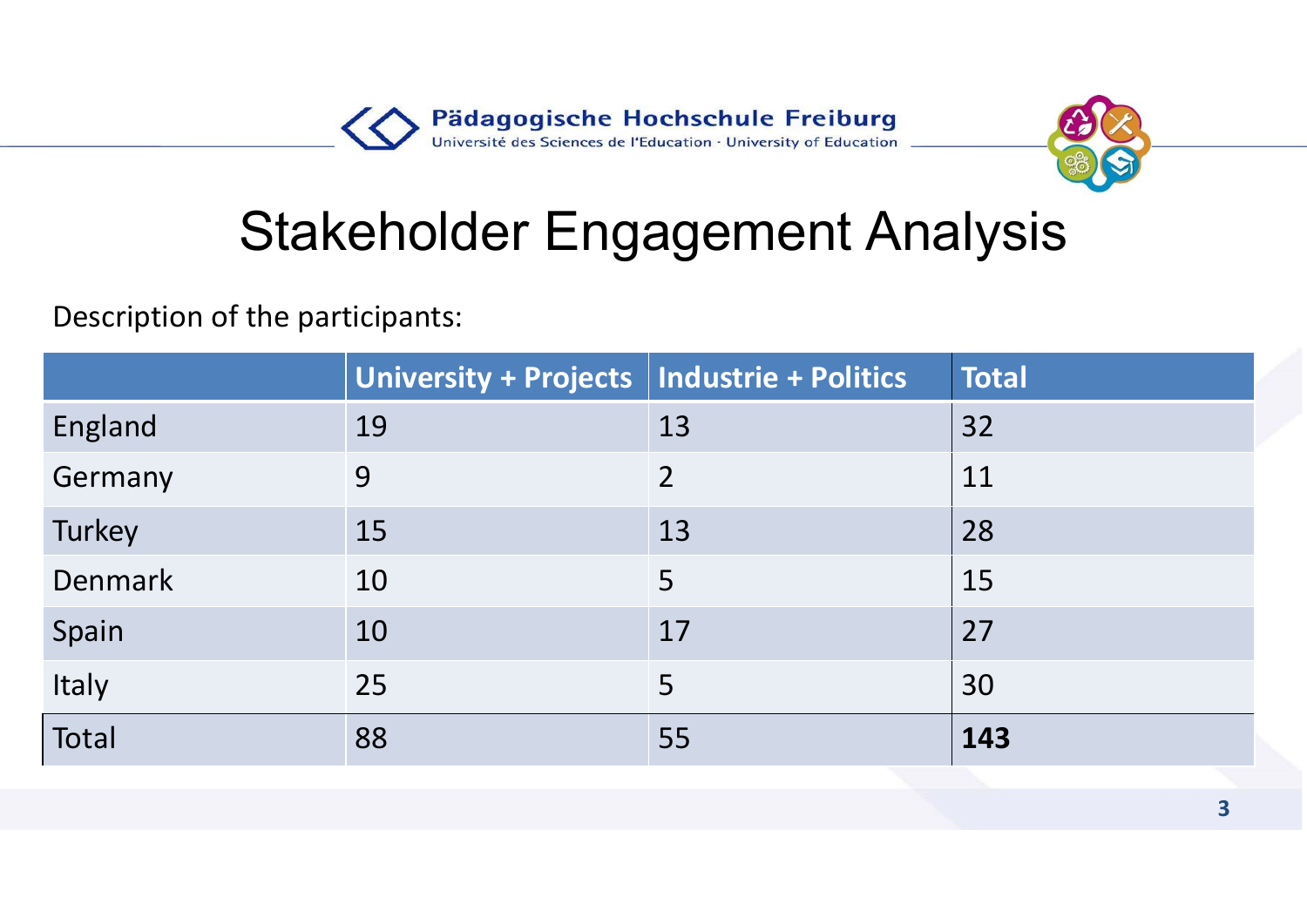# Stakeholder Engagement Analysis

Description of the participants:

| | University + Projects | Industrie + Politics | Total |
|---|---|---|---|
| England | 19 | 13 | 32 |
| Germany | 9 | 2 | 11 |
| Turkey | 15 | 13 | 28 |
| Denmark | 10 | 5 | 15 |
| Spain | 10 | 17 | 27 |
| Italy | 25 | 5 | 30 |
| Total | 88 | 55 | **143** |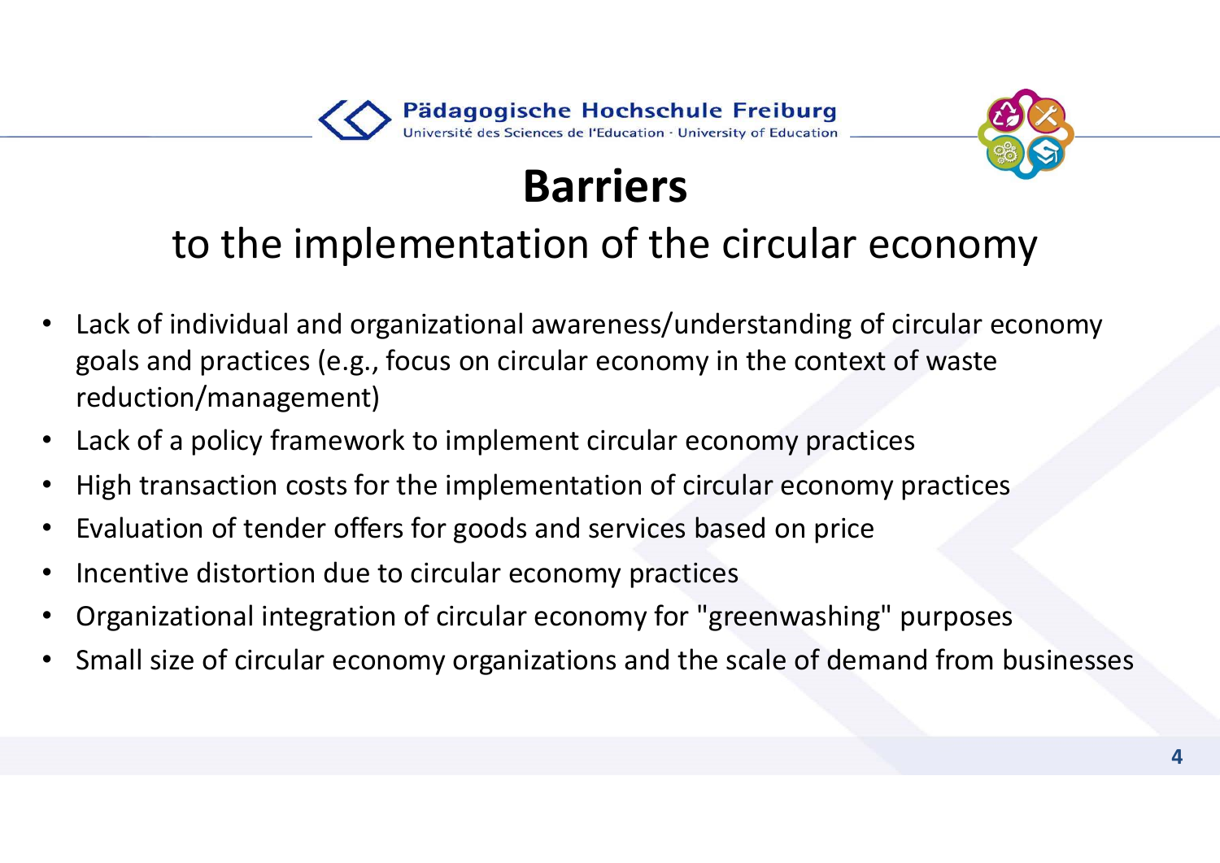# Barriers

## to the implementation of the circular economy

- Lack of individual and organizational awareness/understanding of circular economy goals and practices (e.g., focus on circular economy in the context of waste reduction/management)
- Lack of a policy framework to implement circular economy practices
- High transaction costs for the implementation of circular economy practices
- Evaluation of tender offers for goods and services based on price
- Incentive distortion due to circular economy practices
- Organizational integration of circular economy for "greenwashing" purposes
- Small size of circular economy organizations and the scale of demand from businesses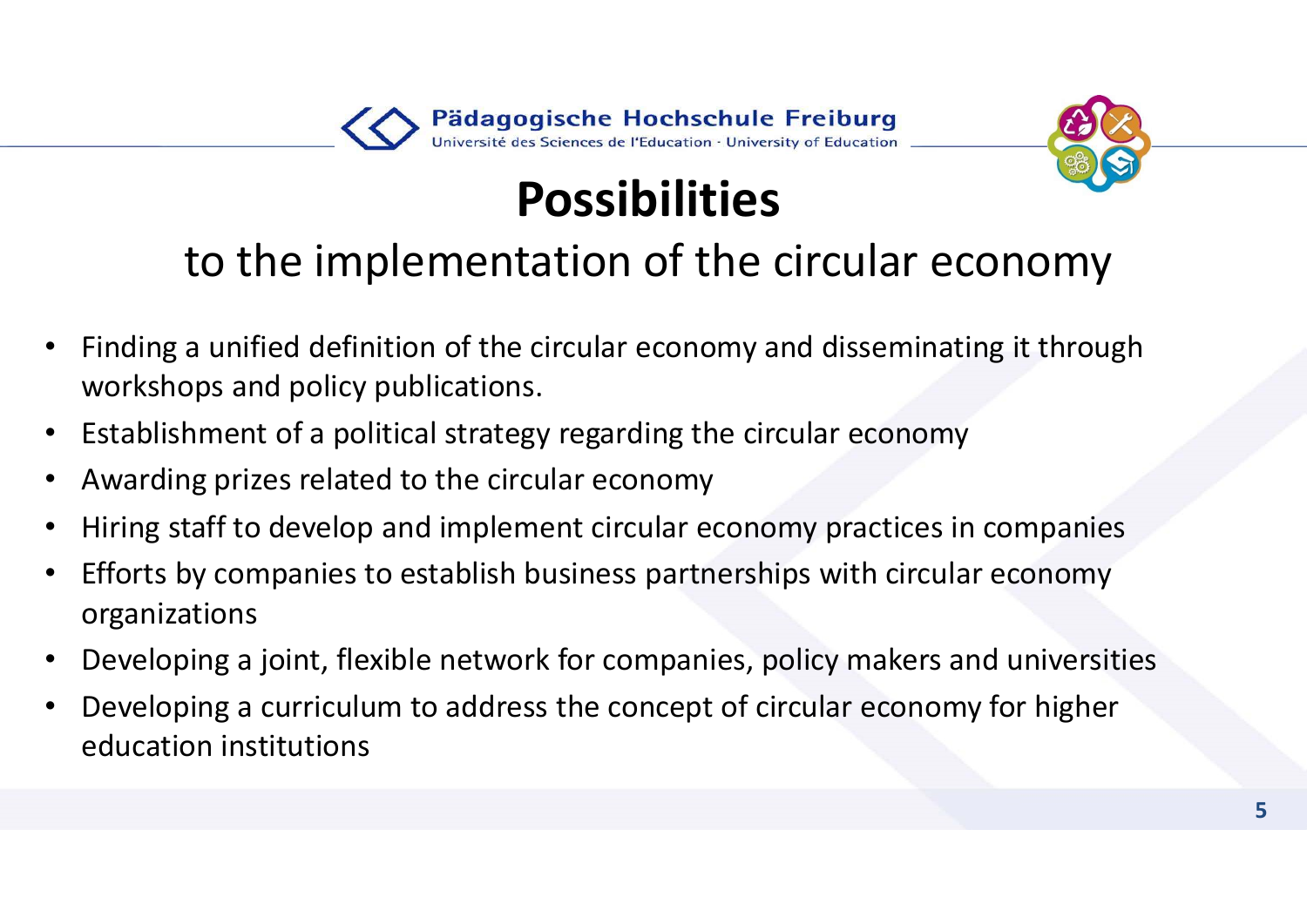# Possibilities

## to the implementation of the circular economy

- Finding a unified definition of the circular economy and disseminating it through workshops and policy publications.
- Establishment of a political strategy regarding the circular economy
- Awarding prizes related to the circular economy
- Hiring staff to develop and implement circular economy practices in companies
- Efforts by companies to establish business partnerships with circular economy organizations
- Developing a joint, flexible network for companies, policy makers and universities
- Developing a curriculum to address the concept of circular economy for higher education institutions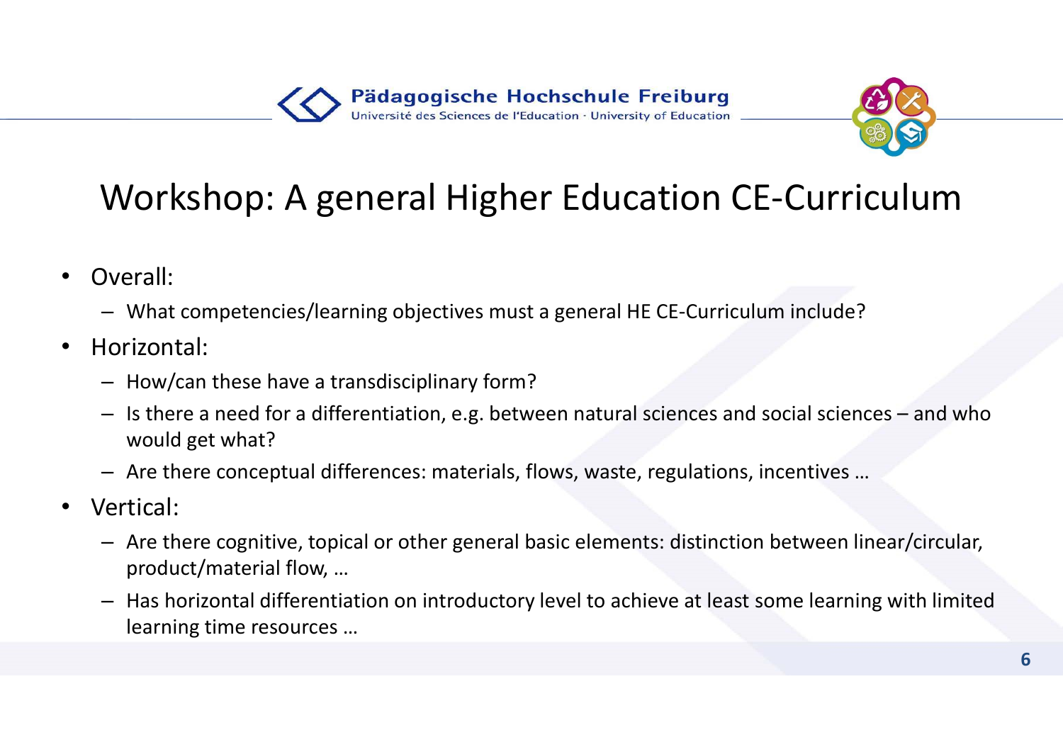# Workshop: A general Higher Education CE-Curriculum

- Overall:
  - What competencies/learning objectives must a general HE CE-Curriculum include?
- Horizontal:
  - How/can these have a transdisciplinary form?
  - Is there a need for a differentiation, e.g. between natural sciences and social sciences – and who would get what?
  - Are there conceptual differences: materials, flows, waste, regulations, incentives …
- Vertical:
  - Are there cognitive, topical or other general basic elements: distinction between linear/circular, product/material flow, …
  - Has horizontal differentiation on introductory level to achieve at least some learning with limited learning time resources …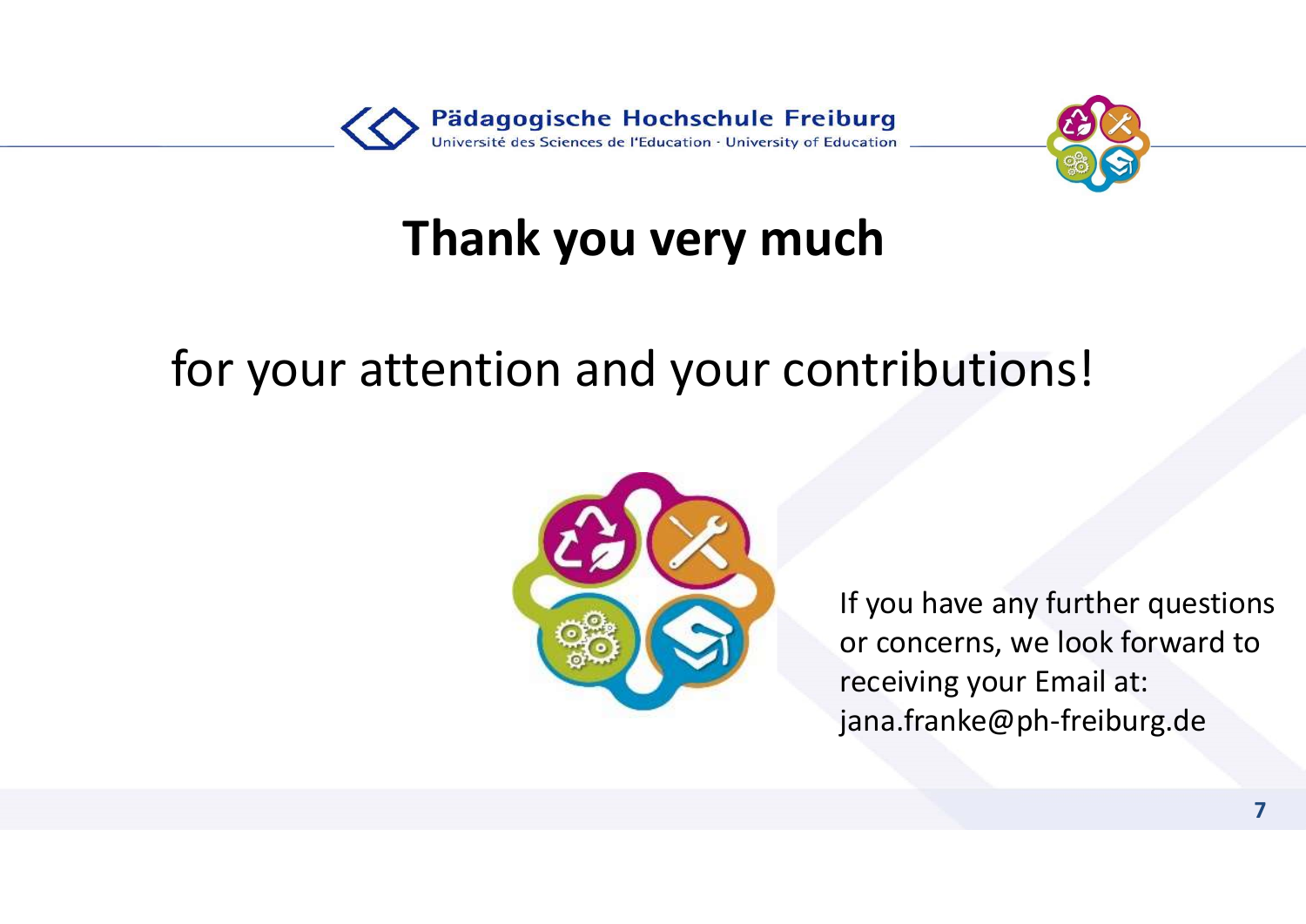Pädagogische Hochschule Freiburg
Université des Sciences de l'Education · University of Education

# Thank you very much

for your attention and your contributions!

If you have any further questions or concerns, we look forward to receiving your Email at: jana.franke@ph-freiburg.de